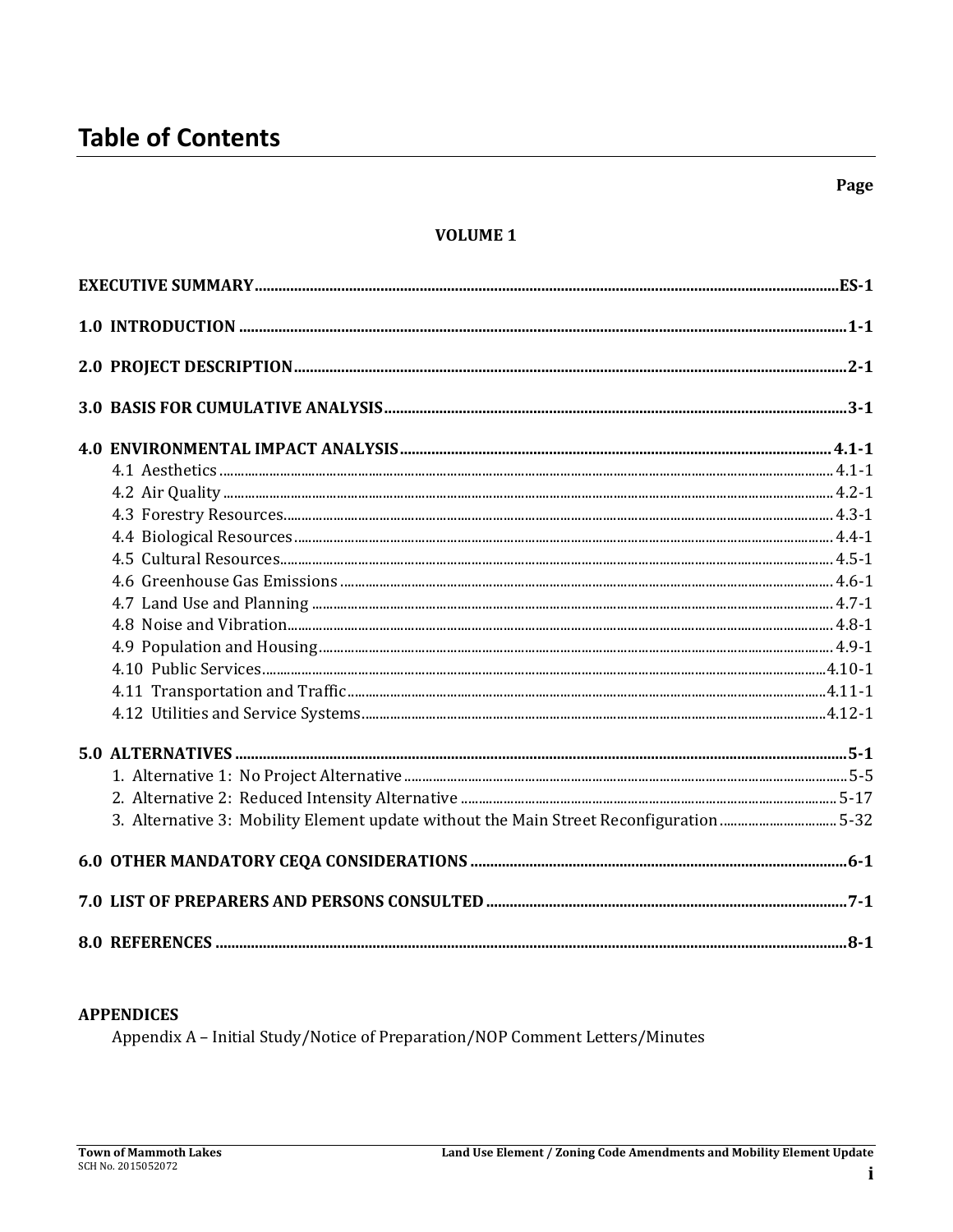# Table of Contents

**Page**

**VOLUME 1**

| | |
|---|---|
| **EXECUTIVE SUMMARY** | **ES-1** |
| **1.0 INTRODUCTION** | **1-1** |
| **2.0 PROJECT DESCRIPTION** | **2-1** |
| **3.0 BASIS FOR CUMULATIVE ANALYSIS** | **3-1** |
| **4.0 ENVIRONMENTAL IMPACT ANALYSIS** | **4.1-1** |
| 4.1 Aesthetics | 4.1-1 |
| 4.2 Air Quality | 4.2-1 |
| 4.3 Forestry Resources | 4.3-1 |
| 4.4 Biological Resources | 4.4-1 |
| 4.5 Cultural Resources | 4.5-1 |
| 4.6 Greenhouse Gas Emissions | 4.6-1 |
| 4.7 Land Use and Planning | 4.7-1 |
| 4.8 Noise and Vibration | 4.8-1 |
| 4.9 Population and Housing | 4.9-1 |
| 4.10 Public Services | 4.10-1 |
| 4.11 Transportation and Traffic | 4.11-1 |
| 4.12 Utilities and Service Systems | 4.12-1 |
| **5.0 ALTERNATIVES** | **5-1** |
| 1. Alternative 1: No Project Alternative | 5-5 |
| 2. Alternative 2: Reduced Intensity Alternative | 5-17 |
| 3. Alternative 3: Mobility Element update without the Main Street Reconfiguration | 5-32 |
| **6.0 OTHER MANDATORY CEQA CONSIDERATIONS** | **6-1** |
| **7.0 LIST OF PREPARERS AND PERSONS CONSULTED** | **7-1** |
| **8.0 REFERENCES** | **8-1** |

**APPENDICES**

Appendix A – Initial Study/Notice of Preparation/NOP Comment Letters/Minutes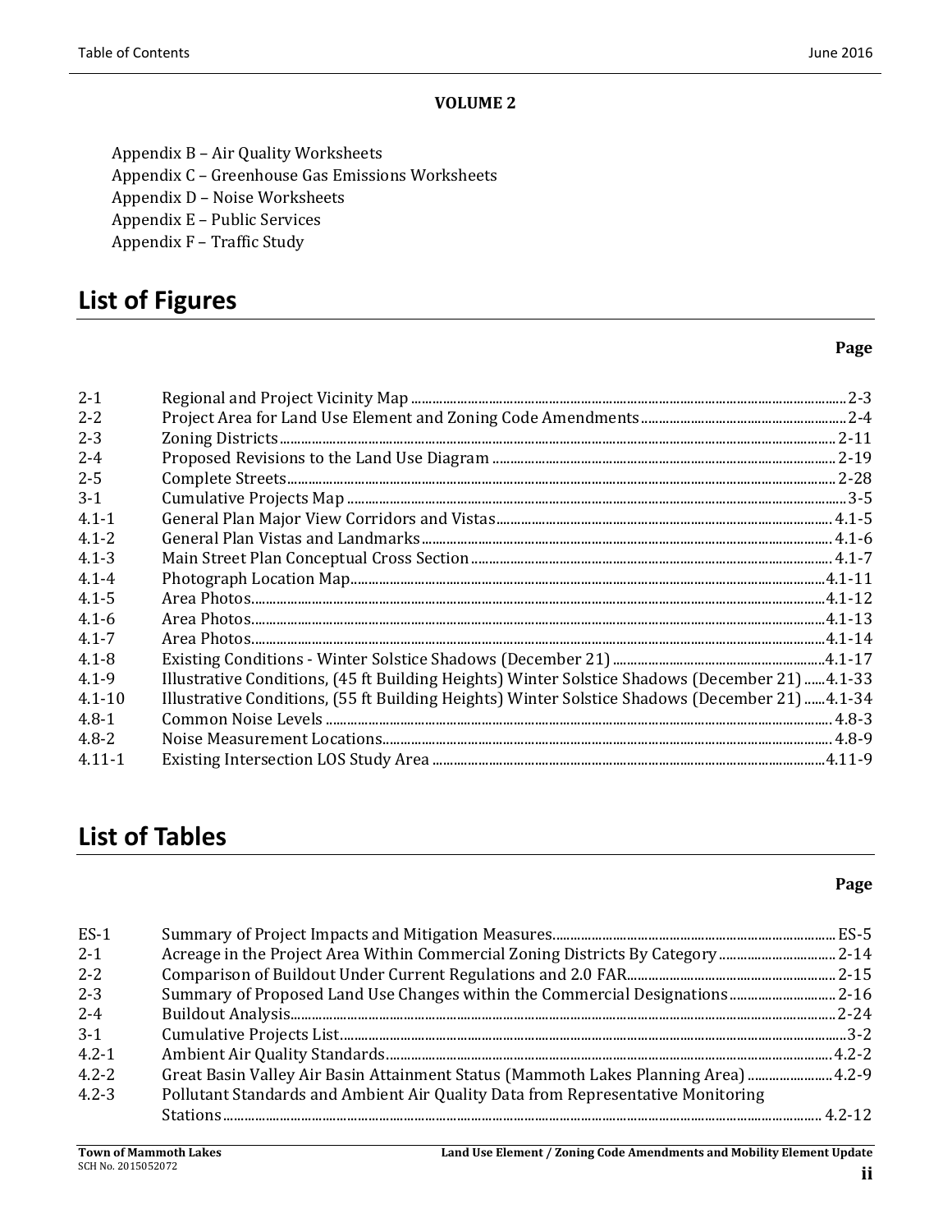**VOLUME 2**

Appendix B – Air Quality Worksheets
Appendix C – Greenhouse Gas Emissions Worksheets
Appendix D – Noise Worksheets
Appendix E – Public Services
Appendix F – Traffic Study

# List of Figures

| | | Page |
|---|---|---|
| 2-1 | Regional and Project Vicinity Map | 2-3 |
| 2-2 | Project Area for Land Use Element and Zoning Code Amendments | 2-4 |
| 2-3 | Zoning Districts | 2-11 |
| 2-4 | Proposed Revisions to the Land Use Diagram | 2-19 |
| 2-5 | Complete Streets | 2-28 |
| 3-1 | Cumulative Projects Map | 3-5 |
| 4.1-1 | General Plan Major View Corridors and Vistas | 4.1-5 |
| 4.1-2 | General Plan Vistas and Landmarks | 4.1-6 |
| 4.1-3 | Main Street Plan Conceptual Cross Section | 4.1-7 |
| 4.1-4 | Photograph Location Map | 4.1-11 |
| 4.1-5 | Area Photos | 4.1-12 |
| 4.1-6 | Area Photos | 4.1-13 |
| 4.1-7 | Area Photos | 4.1-14 |
| 4.1-8 | Existing Conditions - Winter Solstice Shadows (December 21) | 4.1-17 |
| 4.1-9 | Illustrative Conditions, (45 ft Building Heights) Winter Solstice Shadows (December 21) | 4.1-33 |
| 4.1-10 | Illustrative Conditions, (55 ft Building Heights) Winter Solstice Shadows (December 21) | 4.1-34 |
| 4.8-1 | Common Noise Levels | 4.8-3 |
| 4.8-2 | Noise Measurement Locations | 4.8-9 |
| 4.11-1 | Existing Intersection LOS Study Area | 4.11-9 |

# List of Tables

| | | Page |
|---|---|---|
| ES-1 | Summary of Project Impacts and Mitigation Measures | ES-5 |
| 2-1 | Acreage in the Project Area Within Commercial Zoning Districts By Category | 2-14 |
| 2-2 | Comparison of Buildout Under Current Regulations and 2.0 FAR | 2-15 |
| 2-3 | Summary of Proposed Land Use Changes within the Commercial Designations | 2-16 |
| 2-4 | Buildout Analysis | 2-24 |
| 3-1 | Cumulative Projects List | 3-2 |
| 4.2-1 | Ambient Air Quality Standards | 4.2-2 |
| 4.2-2 | Great Basin Valley Air Basin Attainment Status (Mammoth Lakes Planning Area) | 4.2-9 |
| 4.2-3 | Pollutant Standards and Ambient Air Quality Data from Representative Monitoring Stations | 4.2-12 |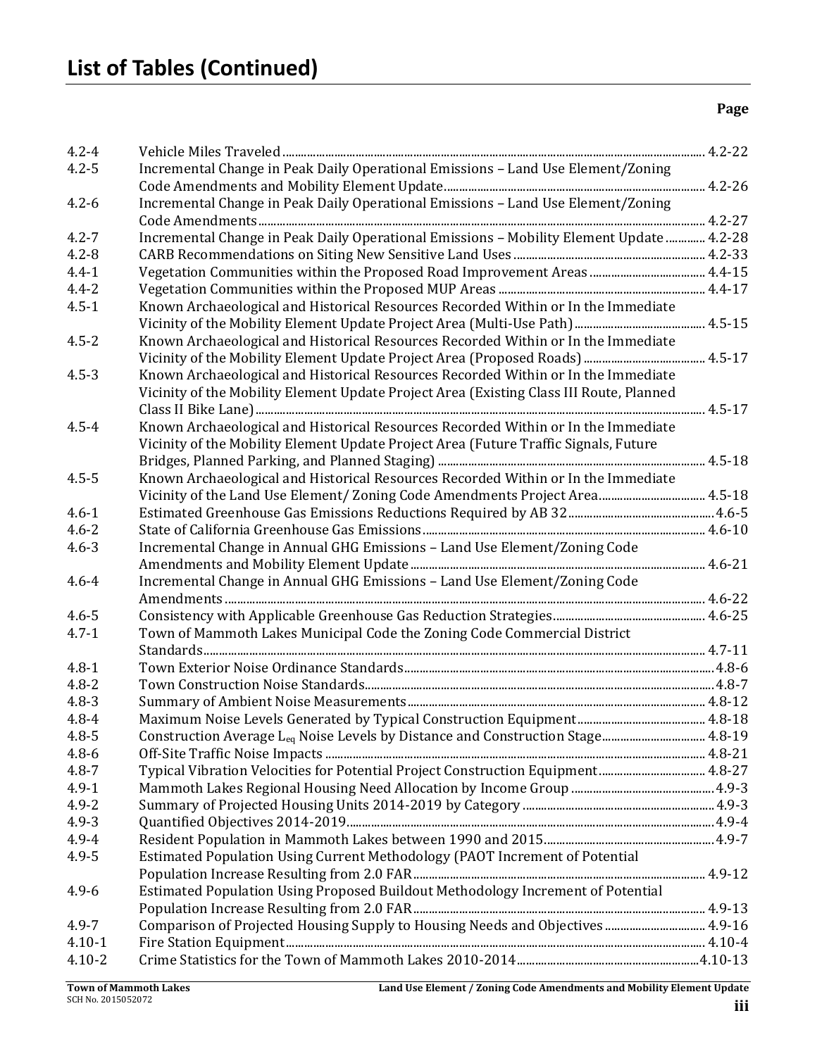# List of Tables (Continued)

| | | Page |
|---|---|---|
| 4.2-4 | Vehicle Miles Traveled | 4.2-22 |
| 4.2-5 | Incremental Change in Peak Daily Operational Emissions – Land Use Element/Zoning Code Amendments and Mobility Element Update | 4.2-26 |
| 4.2-6 | Incremental Change in Peak Daily Operational Emissions – Land Use Element/Zoning Code Amendments | 4.2-27 |
| 4.2-7 | Incremental Change in Peak Daily Operational Emissions – Mobility Element Update | 4.2-28 |
| 4.2-8 | CARB Recommendations on Siting New Sensitive Land Uses | 4.2-33 |
| 4.4-1 | Vegetation Communities within the Proposed Road Improvement Areas | 4.4-15 |
| 4.4-2 | Vegetation Communities within the Proposed MUP Areas | 4.4-17 |
| 4.5-1 | Known Archaeological and Historical Resources Recorded Within or In the Immediate Vicinity of the Mobility Element Update Project Area (Multi-Use Path) | 4.5-15 |
| 4.5-2 | Known Archaeological and Historical Resources Recorded Within or In the Immediate Vicinity of the Mobility Element Update Project Area (Proposed Roads) | 4.5-17 |
| 4.5-3 | Known Archaeological and Historical Resources Recorded Within or In the Immediate Vicinity of the Mobility Element Update Project Area (Existing Class III Route, Planned Class II Bike Lane) | 4.5-17 |
| 4.5-4 | Known Archaeological and Historical Resources Recorded Within or In the Immediate Vicinity of the Mobility Element Update Project Area (Future Traffic Signals, Future Bridges, Planned Parking, and Planned Staging) | 4.5-18 |
| 4.5-5 | Known Archaeological and Historical Resources Recorded Within or In the Immediate Vicinity of the Land Use Element/ Zoning Code Amendments Project Area | 4.5-18 |
| 4.6-1 | Estimated Greenhouse Gas Emissions Reductions Required by AB 32 | 4.6-5 |
| 4.6-2 | State of California Greenhouse Gas Emissions | 4.6-10 |
| 4.6-3 | Incremental Change in Annual GHG Emissions – Land Use Element/Zoning Code Amendments and Mobility Element Update | 4.6-21 |
| 4.6-4 | Incremental Change in Annual GHG Emissions – Land Use Element/Zoning Code Amendments | 4.6-22 |
| 4.6-5 | Consistency with Applicable Greenhouse Gas Reduction Strategies | 4.6-25 |
| 4.7-1 | Town of Mammoth Lakes Municipal Code the Zoning Code Commercial District Standards | 4.7-11 |
| 4.8-1 | Town Exterior Noise Ordinance Standards | 4.8-6 |
| 4.8-2 | Town Construction Noise Standards | 4.8-7 |
| 4.8-3 | Summary of Ambient Noise Measurements | 4.8-12 |
| 4.8-4 | Maximum Noise Levels Generated by Typical Construction Equipment | 4.8-18 |
| 4.8-5 | Construction Average $L_{eq}$ Noise Levels by Distance and Construction Stage | 4.8-19 |
| 4.8-6 | Off-Site Traffic Noise Impacts | 4.8-21 |
| 4.8-7 | Typical Vibration Velocities for Potential Project Construction Equipment | 4.8-27 |
| 4.9-1 | Mammoth Lakes Regional Housing Need Allocation by Income Group | 4.9-3 |
| 4.9-2 | Summary of Projected Housing Units 2014-2019 by Category | 4.9-3 |
| 4.9-3 | Quantified Objectives 2014-2019 | 4.9-4 |
| 4.9-4 | Resident Population in Mammoth Lakes between 1990 and 2015 | 4.9-7 |
| 4.9-5 | Estimated Population Using Current Methodology (PAOT Increment of Potential Population Increase Resulting from 2.0 FAR | 4.9-12 |
| 4.9-6 | Estimated Population Using Proposed Buildout Methodology Increment of Potential Population Increase Resulting from 2.0 FAR | 4.9-13 |
| 4.9-7 | Comparison of Projected Housing Supply to Housing Needs and Objectives | 4.9-16 |
| 4.10-1 | Fire Station Equipment | 4.10-4 |
| 4.10-2 | Crime Statistics for the Town of Mammoth Lakes 2010-2014 | 4.10-13 |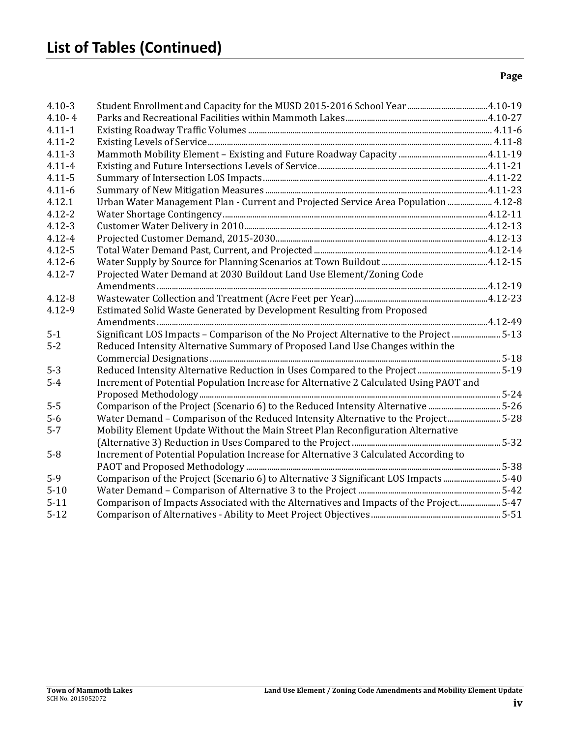# List of Tables (Continued)

| | | Page |
|---|---|---|
| 4.10-3 | Student Enrollment and Capacity for the MUSD 2015-2016 School Year | 4.10-19 |
| 4.10- 4 | Parks and Recreational Facilities within Mammoth Lakes | 4.10-27 |
| 4.11-1 | Existing Roadway Traffic Volumes | 4.11-6 |
| 4.11-2 | Existing Levels of Service | 4.11-8 |
| 4.11-3 | Mammoth Mobility Element – Existing and Future Roadway Capacity | 4.11-19 |
| 4.11-4 | Existing and Future Intersections Levels of Service | 4.11-21 |
| 4.11-5 | Summary of Intersection LOS Impacts | 4.11-22 |
| 4.11-6 | Summary of New Mitigation Measures | 4.11-23 |
| 4.12.1 | Urban Water Management Plan - Current and Projected Service Area Population | 4.12-8 |
| 4.12-2 | Water Shortage Contingency | 4.12-11 |
| 4.12-3 | Customer Water Delivery in 2010 | 4.12-13 |
| 4.12-4 | Projected Customer Demand, 2015-2030 | 4.12-13 |
| 4.12-5 | Total Water Demand Past, Current, and Projected | 4.12-14 |
| 4.12-6 | Water Supply by Source for Planning Scenarios at Town Buildout | 4.12-15 |
| 4.12-7 | Projected Water Demand at 2030 Buildout Land Use Element/Zoning Code Amendments | 4.12-19 |
| 4.12-8 | Wastewater Collection and Treatment (Acre Feet per Year) | 4.12-23 |
| 4.12-9 | Estimated Solid Waste Generated by Development Resulting from Proposed Amendments | 4.12-49 |
| 5-1 | Significant LOS Impacts – Comparison of the No Project Alternative to the Project | 5-13 |
| 5-2 | Reduced Intensity Alternative Summary of Proposed Land Use Changes within the Commercial Designations | 5-18 |
| 5-3 | Reduced Intensity Alternative Reduction in Uses Compared to the Project | 5-19 |
| 5-4 | Increment of Potential Population Increase for Alternative 2 Calculated Using PAOT and Proposed Methodology | 5-24 |
| 5-5 | Comparison of the Project (Scenario 6) to the Reduced Intensity Alternative | 5-26 |
| 5-6 | Water Demand – Comparison of the Reduced Intensity Alternative to the Project | 5-28 |
| 5-7 | Mobility Element Update Without the Main Street Plan Reconfiguration Alternative (Alternative 3) Reduction in Uses Compared to the Project | 5-32 |
| 5-8 | Increment of Potential Population Increase for Alternative 3 Calculated According to PAOT and Proposed Methodology | 5-38 |
| 5-9 | Comparison of the Project (Scenario 6) to Alternative 3 Significant LOS Impacts | 5-40 |
| 5-10 | Water Demand – Comparison of Alternative 3 to the Project | 5-42 |
| 5-11 | Comparison of Impacts Associated with the Alternatives and Impacts of the Project | 5-47 |
| 5-12 | Comparison of Alternatives - Ability to Meet Project Objectives | 5-51 |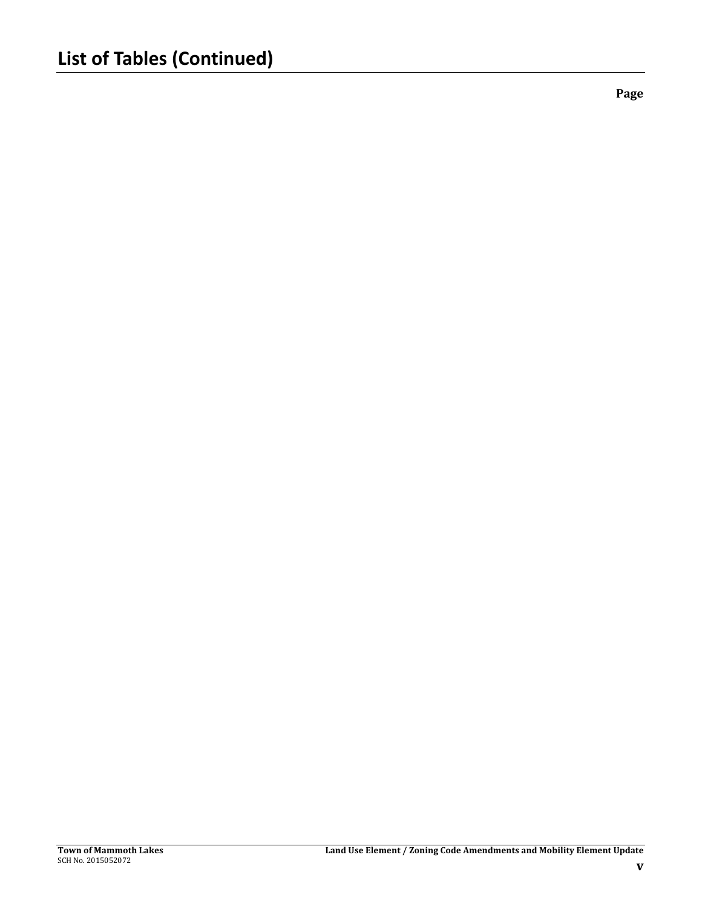# List of Tables (Continued)

**Page**